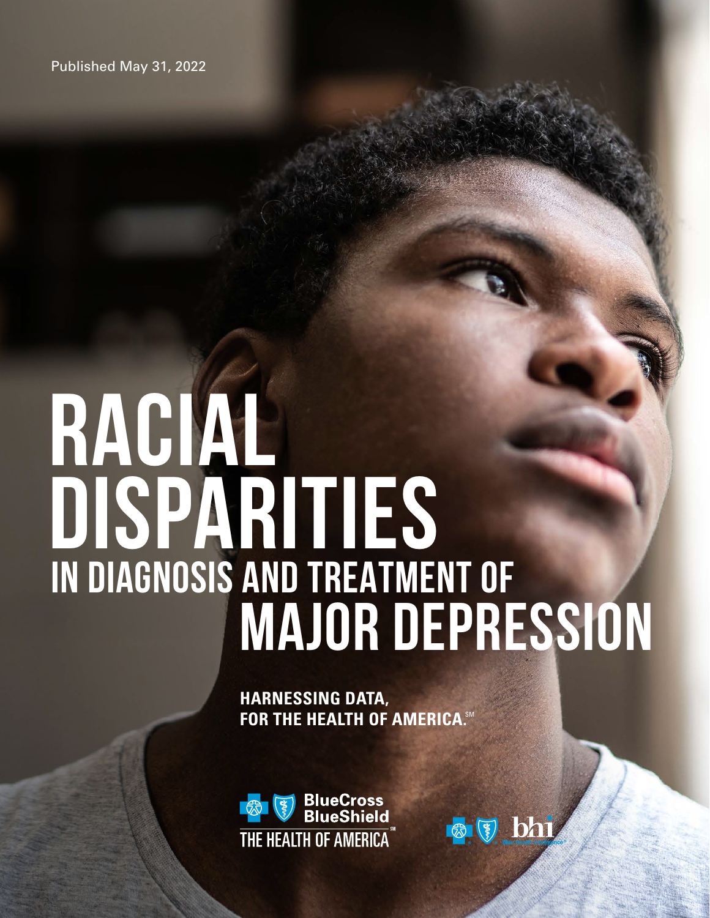Published May 31, 2022

# RACIAL DISPARITIES IN DIAGNOSIS AND TREATMENT OF MAJOR DEPRESSION

**HARNESSING DATA, FOR THE HEALTH OF AMERICA.℠**

BlueCross BlueShield

THE HEALTH OF AMERICA℠

bhi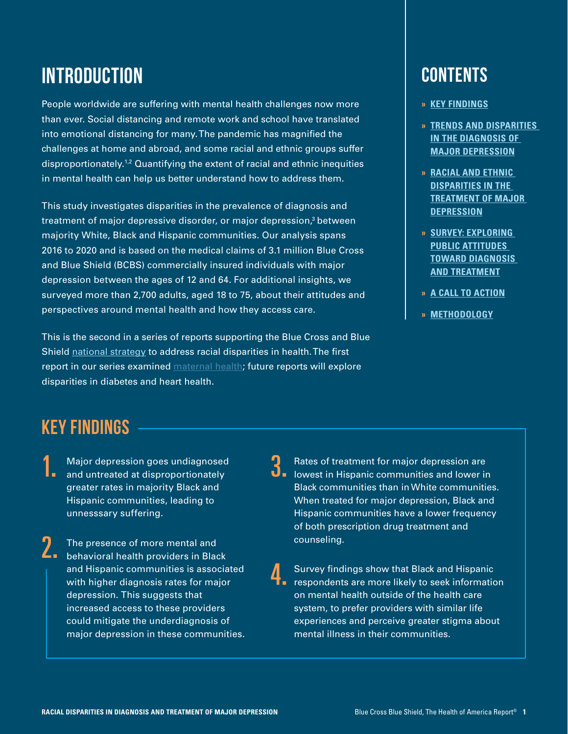# INTRODUCTION

People worldwide are suffering with mental health challenges now more than ever. Social distancing and remote work and school have translated into emotional distancing for many. The pandemic has magnified the challenges at home and abroad, and some racial and ethnic groups suffer disproportionately.[1,2] Quantifying the extent of racial and ethnic inequities in mental health can help us better understand how to address them.

This study investigates disparities in the prevalence of diagnosis and treatment of major depressive disorder, or major depression,[3] between majority White, Black and Hispanic communities. Our analysis spans 2016 to 2020 and is based on the medical claims of 3.1 million Blue Cross and Blue Shield (BCBS) commercially insured individuals with major depression between the ages of 12 and 64. For additional insights, we surveyed more than 2,700 adults, aged 18 to 75, about their attitudes and perspectives around mental health and how they access care.

This is the second in a series of reports supporting the Blue Cross and Blue Shield national strategy to address racial disparities in health. The first report in our series examined maternal health; future reports will explore disparities in diabetes and heart health.

## CONTENTS

- » KEY FINDINGS
- » TRENDS AND DISPARITIES IN THE DIAGNOSIS OF MAJOR DEPRESSION
- » RACIAL AND ETHNIC DISPARITIES IN THE TREATMENT OF MAJOR DEPRESSION
- » SURVEY: EXPLORING PUBLIC ATTITUDES TOWARD DIAGNOSIS AND TREATMENT
- » A CALL TO ACTION
- » METHODOLOGY

# KEY FINDINGS

1. Major depression goes undiagnosed and untreated at disproportionately greater rates in majority Black and Hispanic communities, leading to unnesssary suffering.

2. The presence of more mental and behavioral health providers in Black and Hispanic communities is associated with higher diagnosis rates for major depression. This suggests that increased access to these providers could mitigate the underdiagnosis of major depression in these communities.

3. Rates of treatment for major depression are lowest in Hispanic communities and lower in Black communities than in White communities. When treated for major depression, Black and Hispanic communities have a lower frequency of both prescription drug treatment and counseling.

4. Survey findings show that Black and Hispanic respondents are more likely to seek information on mental health outside of the health care system, to prefer providers with similar life experiences and perceive greater stigma about mental illness in their communities.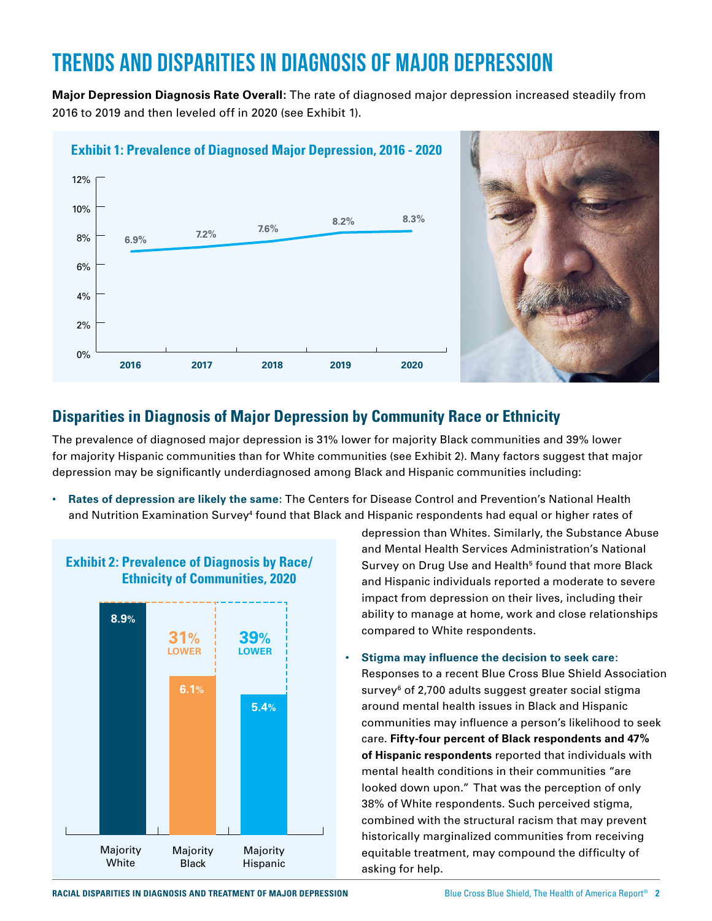# TRENDS AND DISPARITIES IN DIAGNOSIS OF MAJOR DEPRESSION

**Major Depression Diagnosis Rate Overall:** The rate of diagnosed major depression increased steadily from 2016 to 2019 and then leveled off in 2020 (see Exhibit 1).

**Exhibit 1: Prevalence of Diagnosed Major Depression, 2016 - 2020**

| Year | Prevalence |
|---|---|
| 2016 | 6.9% |
| 2017 | 7.2% |
| 2018 | 7.6% |
| 2019 | 8.2% |
| 2020 | 8.3% |

## Disparities in Diagnosis of Major Depression by Community Race or Ethnicity

The prevalence of diagnosed major depression is 31% lower for majority Black communities and 39% lower for majority Hispanic communities than for White communities (see Exhibit 2). Many factors suggest that major depression may be significantly underdiagnosed among Black and Hispanic communities including:

- **Rates of depression are likely the same:** The Centers for Disease Control and Prevention's National Health and Nutrition Examination Survey[4] found that Black and Hispanic respondents had equal or higher rates of depression than Whites. Similarly, the Substance Abuse and Mental Health Services Administration's National Survey on Drug Use and Health[5] found that more Black and Hispanic individuals reported a moderate to severe impact from depression on their lives, including their ability to manage at home, work and close relationships compared to White respondents.
- **Stigma may influence the decision to seek care:** Responses to a recent Blue Cross Blue Shield Association survey[6] of 2,700 adults suggest greater social stigma around mental health issues in Black and Hispanic communities may influence a person's likelihood to seek care. **Fifty-four percent of Black respondents and 47% of Hispanic respondents** reported that individuals with mental health conditions in their communities "are looked down upon." That was the perception of only 38% of White respondents. Such perceived stigma, combined with the structural racism that may prevent historically marginalized communities from receiving equitable treatment, may compound the difficulty of asking for help.

**Exhibit 2: Prevalence of Diagnosis by Race/Ethnicity of Communities, 2020**

| Community | Prevalence | Difference vs. Majority White |
|---|---|---|
| Majority White | 8.9% | |
| Majority Black | 6.1% | 31% LOWER |
| Majority Hispanic | 5.4% | 39% LOWER |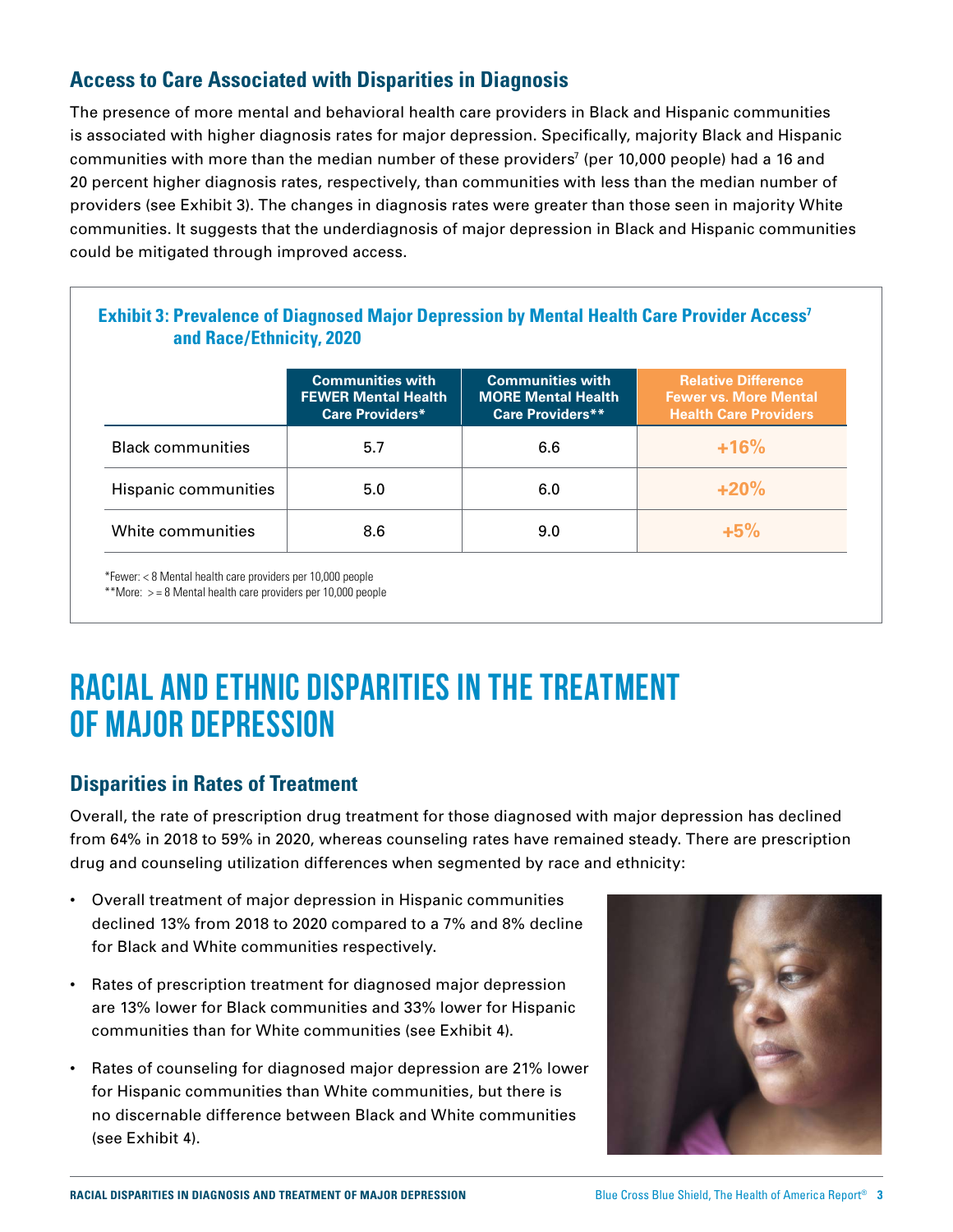## Access to Care Associated with Disparities in Diagnosis

The presence of more mental and behavioral health care providers in Black and Hispanic communities is associated with higher diagnosis rates for major depression. Specifically, majority Black and Hispanic communities with more than the median number of these providers[7] (per 10,000 people) had a 16 and 20 percent higher diagnosis rates, respectively, than communities with less than the median number of providers (see Exhibit 3). The changes in diagnosis rates were greater than those seen in majority White communities. It suggests that the underdiagnosis of major depression in Black and Hispanic communities could be mitigated through improved access.

### Exhibit 3: Prevalence of Diagnosed Major Depression by Mental Health Care Provider Access[7] and Race/Ethnicity, 2020

| | Communities with FEWER Mental Health Care Providers* | Communities with MORE Mental Health Care Providers** | Relative Difference Fewer vs. More Mental Health Care Providers |
|---|---|---|---|
| Black communities | 5.7 | 6.6 | +16% |
| Hispanic communities | 5.0 | 6.0 | +20% |
| White communities | 8.6 | 9.0 | +5% |

*Fewer: < 8 Mental health care providers per 10,000 people
**More: >= 8 Mental health care providers per 10,000 people

# RACIAL AND ETHNIC DISPARITIES IN THE TREATMENT OF MAJOR DEPRESSION

## Disparities in Rates of Treatment

Overall, the rate of prescription drug treatment for those diagnosed with major depression has declined from 64% in 2018 to 59% in 2020, whereas counseling rates have remained steady. There are prescription drug and counseling utilization differences when segmented by race and ethnicity:

- Overall treatment of major depression in Hispanic communities declined 13% from 2018 to 2020 compared to a 7% and 8% decline for Black and White communities respectively.
- Rates of prescription treatment for diagnosed major depression are 13% lower for Black communities and 33% lower for Hispanic communities than for White communities (see Exhibit 4).
- Rates of counseling for diagnosed major depression are 21% lower for Hispanic communities than White communities, but there is no discernable difference between Black and White communities (see Exhibit 4).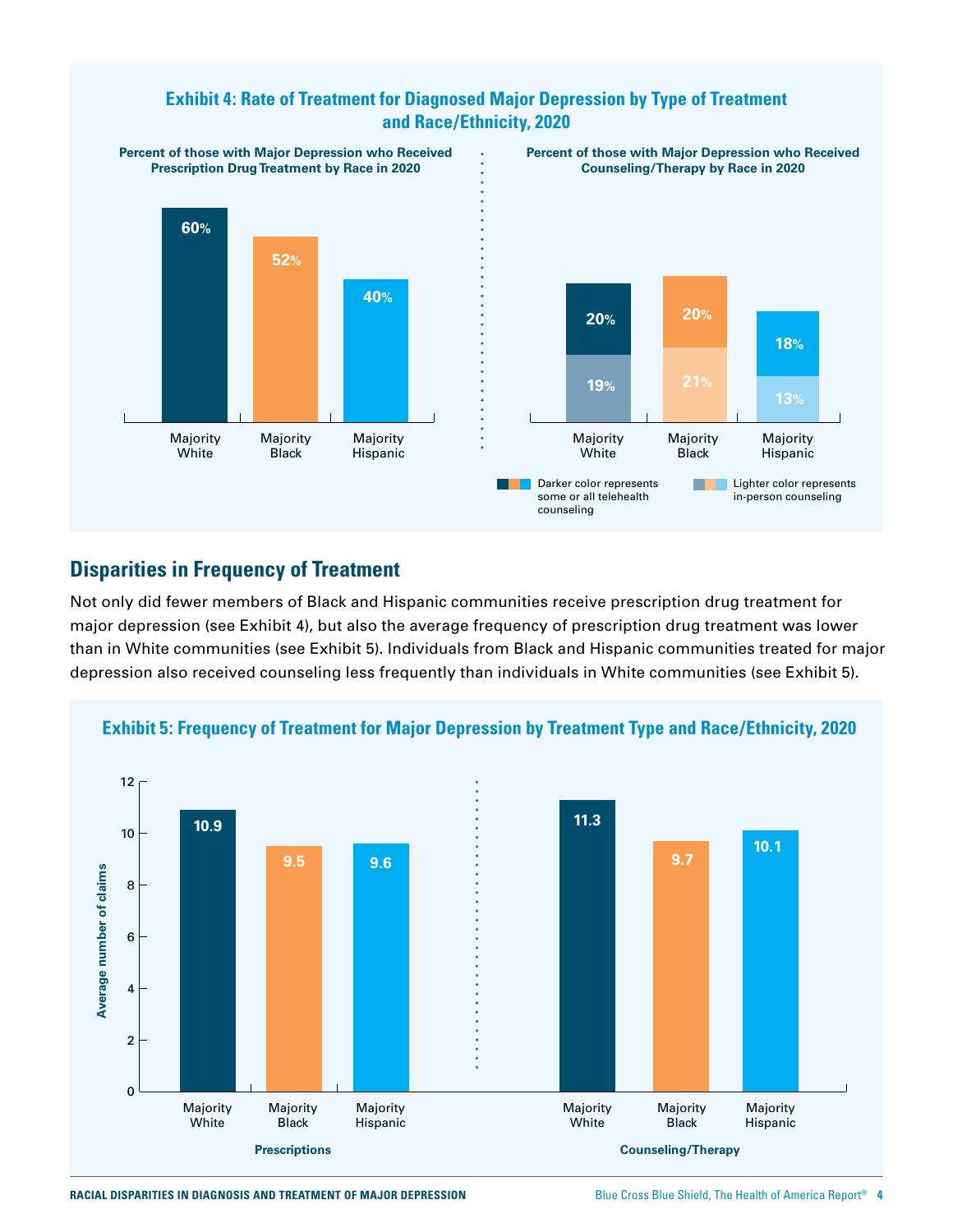## Exhibit 4: Rate of Treatment for Diagnosed Major Depression by Type of Treatment and Race/Ethnicity, 2020

**Percent of those with Major Depression who Received Prescription Drug Treatment by Race in 2020**

| | Majority White | Majority Black | Majority Hispanic |
|---|---|---|---|
| Prescription drug treatment | 60% | 52% | 40% |

**Percent of those with Major Depression who Received Counseling/Therapy by Race in 2020**

| | Majority White | Majority Black | Majority Hispanic |
|---|---|---|---|
| Some or all telehealth counseling (darker color) | 20% | 20% | 18% |
| In-person counseling (lighter color) | 19% | 21% | 13% |

Darker color represents some or all telehealth counseling. Lighter color represents in-person counseling.

## Disparities in Frequency of Treatment

Not only did fewer members of Black and Hispanic communities receive prescription drug treatment for major depression (see Exhibit 4), but also the average frequency of prescription drug treatment was lower than in White communities (see Exhibit 5). Individuals from Black and Hispanic communities treated for major depression also received counseling less frequently than individuals in White communities (see Exhibit 5).

## Exhibit 5: Frequency of Treatment for Major Depression by Treatment Type and Race/Ethnicity, 2020

Average number of claims

| | Majority White | Majority Black | Majority Hispanic |
|---|---|---|---|
| Prescriptions | 10.9 | 9.5 | 9.6 |
| Counseling/Therapy | 11.3 | 9.7 | 10.1 |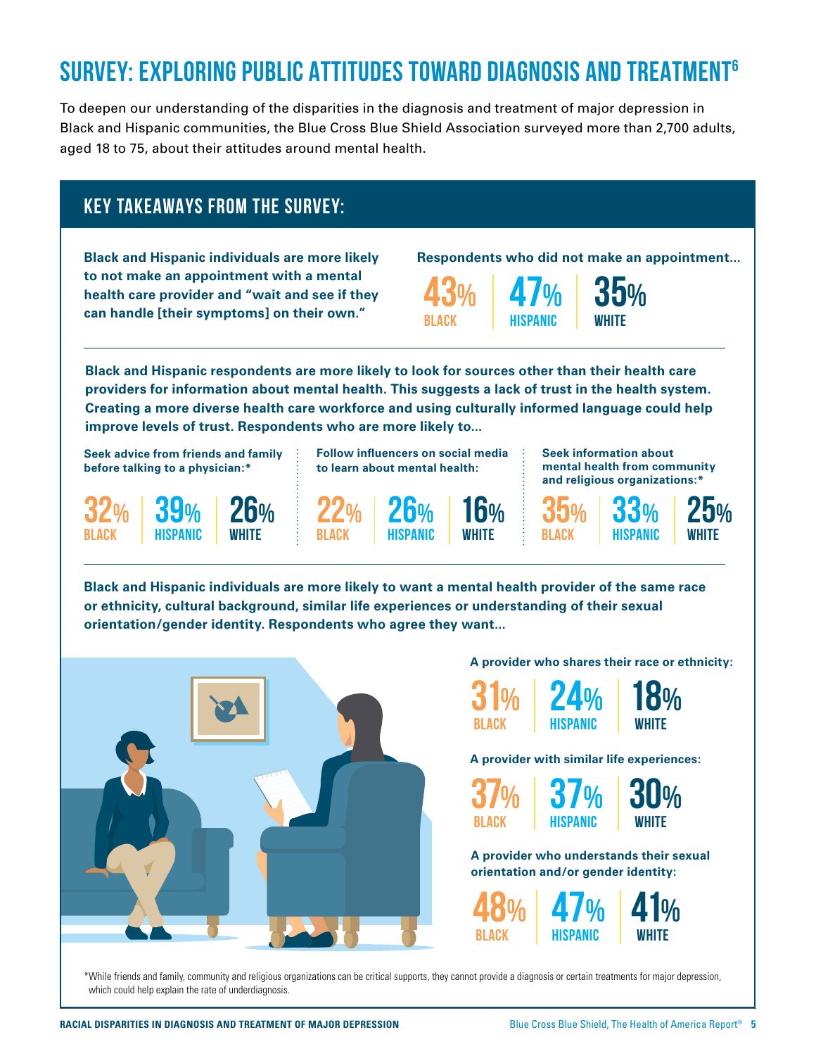# SURVEY: EXPLORING PUBLIC ATTITUDES TOWARD DIAGNOSIS AND TREATMENT[6]

To deepen our understanding of the disparities in the diagnosis and treatment of major depression in Black and Hispanic communities, the Blue Cross Blue Shield Association surveyed more than 2,700 adults, aged 18 to 75, about their attitudes around mental health.

## KEY TAKEAWAYS FROM THE SURVEY:

**Black and Hispanic individuals are more likely to not make an appointment with a mental health care provider and "wait and see if they can handle [their symptoms] on their own."**

**Respondents who did not make an appointment...**

| 43% | 47% | 35% |
| --- | --- | --- |
| BLACK | HISPANIC | WHITE |

**Black and Hispanic respondents are more likely to look for sources other than their health care providers for information about mental health. This suggests a lack of trust in the health system. Creating a more diverse health care workforce and using culturally informed language could help improve levels of trust. Respondents who are more likely to...**

**Seek advice from friends and family before talking to a physician:***

| 32% | 39% | 26% |
| --- | --- | --- |
| BLACK | HISPANIC | WHITE |

**Follow influencers on social media to learn about mental health:**

| 22% | 26% | 16% |
| --- | --- | --- |
| BLACK | HISPANIC | WHITE |

**Seek information about mental health from community and religious organizations:***

| 35% | 33% | 25% |
| --- | --- | --- |
| BLACK | HISPANIC | WHITE |

**Black and Hispanic individuals are more likely to want a mental health provider of the same race or ethnicity, cultural background, similar life experiences or understanding of their sexual orientation/gender identity. Respondents who agree they want...**

**A provider who shares their race or ethnicity:**

| 31% | 24% | 18% |
| --- | --- | --- |
| BLACK | HISPANIC | WHITE |

**A provider with similar life experiences:**

| 37% | 37% | 30% |
| --- | --- | --- |
| BLACK | HISPANIC | WHITE |

**A provider who understands their sexual orientation and/or gender identity:**

| 48% | 47% | 41% |
| --- | --- | --- |
| BLACK | HISPANIC | WHITE |

*While friends and family, community and religious organizations can be critical supports, they cannot provide a diagnosis or certain treatments for major depression, which could help explain the rate of underdiagnosis.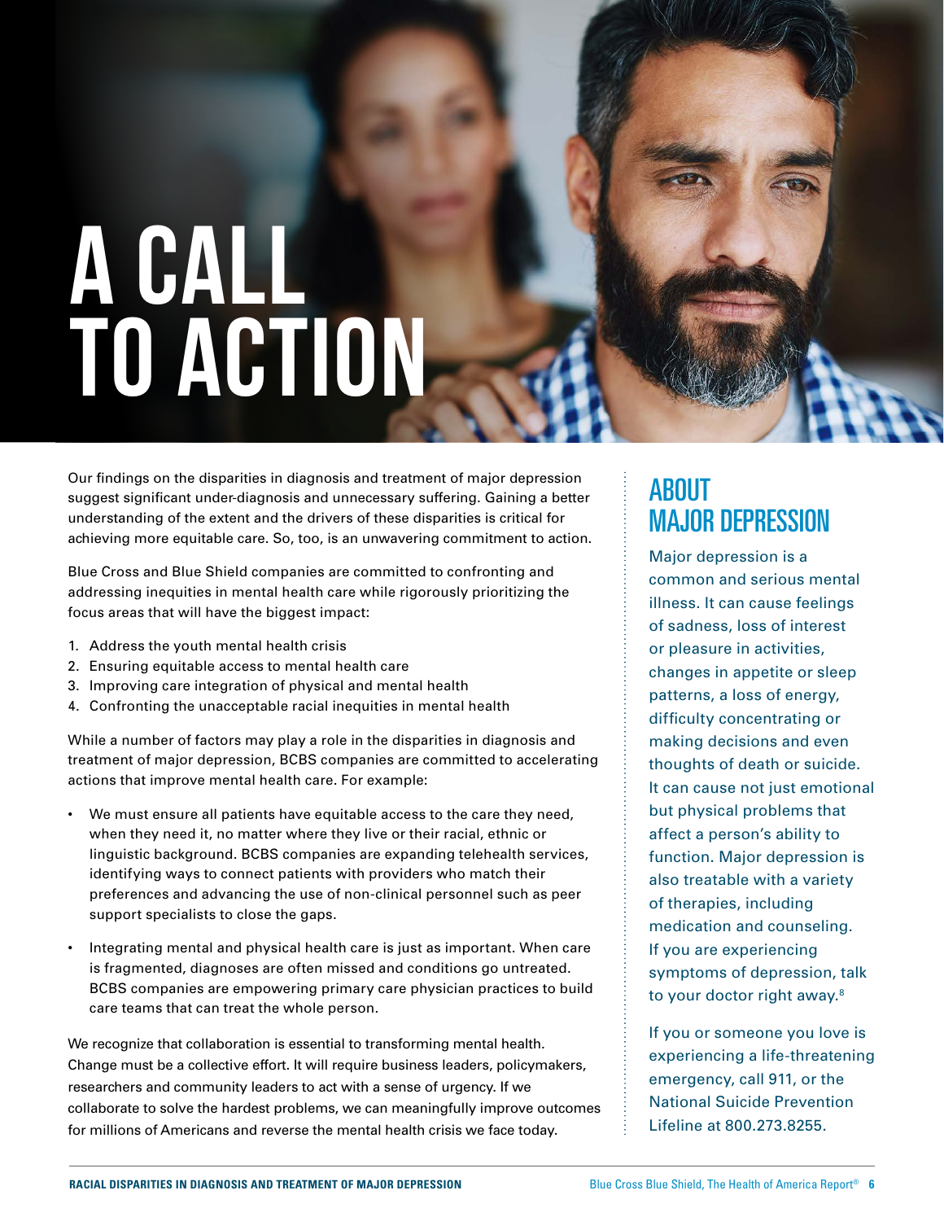# A CALL TO ACTION

Our findings on the disparities in diagnosis and treatment of major depression suggest significant under-diagnosis and unnecessary suffering. Gaining a better understanding of the extent and the drivers of these disparities is critical for achieving more equitable care. So, too, is an unwavering commitment to action.

Blue Cross and Blue Shield companies are committed to confronting and addressing inequities in mental health care while rigorously prioritizing the focus areas that will have the biggest impact:

1. Address the youth mental health crisis
2. Ensuring equitable access to mental health care
3. Improving care integration of physical and mental health
4. Confronting the unacceptable racial inequities in mental health

While a number of factors may play a role in the disparities in diagnosis and treatment of major depression, BCBS companies are committed to accelerating actions that improve mental health care. For example:

- We must ensure all patients have equitable access to the care they need, when they need it, no matter where they live or their racial, ethnic or linguistic background. BCBS companies are expanding telehealth services, identifying ways to connect patients with providers who match their preferences and advancing the use of non-clinical personnel such as peer support specialists to close the gaps.
- Integrating mental and physical health care is just as important. When care is fragmented, diagnoses are often missed and conditions go untreated. BCBS companies are empowering primary care physician practices to build care teams that can treat the whole person.

We recognize that collaboration is essential to transforming mental health. Change must be a collective effort. It will require business leaders, policymakers, researchers and community leaders to act with a sense of urgency. If we collaborate to solve the hardest problems, we can meaningfully improve outcomes for millions of Americans and reverse the mental health crisis we face today.

## ABOUT MAJOR DEPRESSION

Major depression is a common and serious mental illness. It can cause feelings of sadness, loss of interest or pleasure in activities, changes in appetite or sleep patterns, a loss of energy, difficulty concentrating or making decisions and even thoughts of death or suicide. It can cause not just emotional but physical problems that affect a person's ability to function. Major depression is also treatable with a variety of therapies, including medication and counseling. If you are experiencing symptoms of depression, talk to your doctor right away.[8]

If you or someone you love is experiencing a life-threatening emergency, call 911, or the National Suicide Prevention Lifeline at 800.273.8255.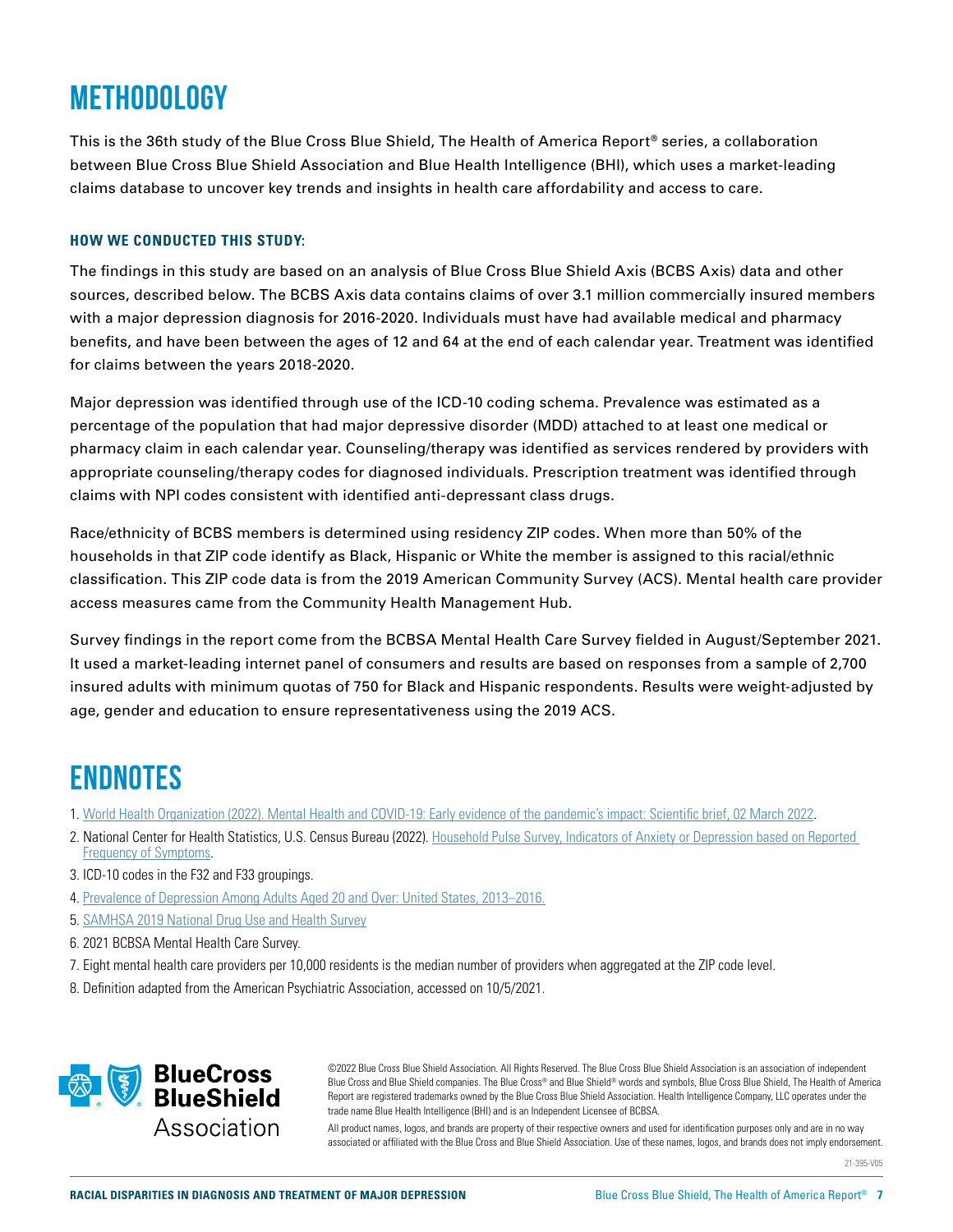# METHODOLOGY

This is the 36th study of the Blue Cross Blue Shield, The Health of America Report® series, a collaboration between Blue Cross Blue Shield Association and Blue Health Intelligence (BHI), which uses a market-leading claims database to uncover key trends and insights in health care affordability and access to care.

### HOW WE CONDUCTED THIS STUDY:

The findings in this study are based on an analysis of Blue Cross Blue Shield Axis (BCBS Axis) data and other sources, described below. The BCBS Axis data contains claims of over 3.1 million commercially insured members with a major depression diagnosis for 2016-2020. Individuals must have had available medical and pharmacy benefits, and have been between the ages of 12 and 64 at the end of each calendar year. Treatment was identified for claims between the years 2018-2020.

Major depression was identified through use of the ICD-10 coding schema. Prevalence was estimated as a percentage of the population that had major depressive disorder (MDD) attached to at least one medical or pharmacy claim in each calendar year. Counseling/therapy was identified as services rendered by providers with appropriate counseling/therapy codes for diagnosed individuals. Prescription treatment was identified through claims with NPI codes consistent with identified anti-depressant class drugs.

Race/ethnicity of BCBS members is determined using residency ZIP codes. When more than 50% of the households in that ZIP code identify as Black, Hispanic or White the member is assigned to this racial/ethnic classification. This ZIP code data is from the 2019 American Community Survey (ACS). Mental health care provider access measures came from the Community Health Management Hub.

Survey findings in the report come from the BCBSA Mental Health Care Survey fielded in August/September 2021. It used a market-leading internet panel of consumers and results are based on responses from a sample of 2,700 insured adults with minimum quotas of 750 for Black and Hispanic respondents. Results were weight-adjusted by age, gender and education to ensure representativeness using the 2019 ACS.

# ENDNOTES

1. World Health Organization (2022). Mental Health and COVID-19: Early evidence of the pandemic's impact: Scientific brief, 02 March 2022.
2. National Center for Health Statistics, U.S. Census Bureau (2022). Household Pulse Survey, Indicators of Anxiety or Depression based on Reported Frequency of Symptoms.
3. ICD-10 codes in the F32 and F33 groupings.
4. Prevalence of Depression Among Adults Aged 20 and Over: United States, 2013–2016.
5. SAMHSA 2019 National Drug Use and Health Survey
6. 2021 BCBSA Mental Health Care Survey.
7. Eight mental health care providers per 10,000 residents is the median number of providers when aggregated at the ZIP code level.
8. Definition adapted from the American Psychiatric Association, accessed on 10/5/2021.

BlueCross BlueShield Association

©2022 Blue Cross Blue Shield Association. All Rights Reserved. The Blue Cross Blue Shield Association is an association of independent Blue Cross and Blue Shield companies. The Blue Cross® and Blue Shield® words and symbols, Blue Cross Blue Shield, The Health of America Report are registered trademarks owned by the Blue Cross Blue Shield Association. Health Intelligence Company, LLC operates under the trade name Blue Health Intelligence (BHI) and is an Independent Licensee of BCBSA.

All product names, logos, and brands are property of their respective owners and used for identification purposes only and are in no way associated or affiliated with the Blue Cross and Blue Shield Association. Use of these names, logos, and brands does not imply endorsement.

21-395-V05